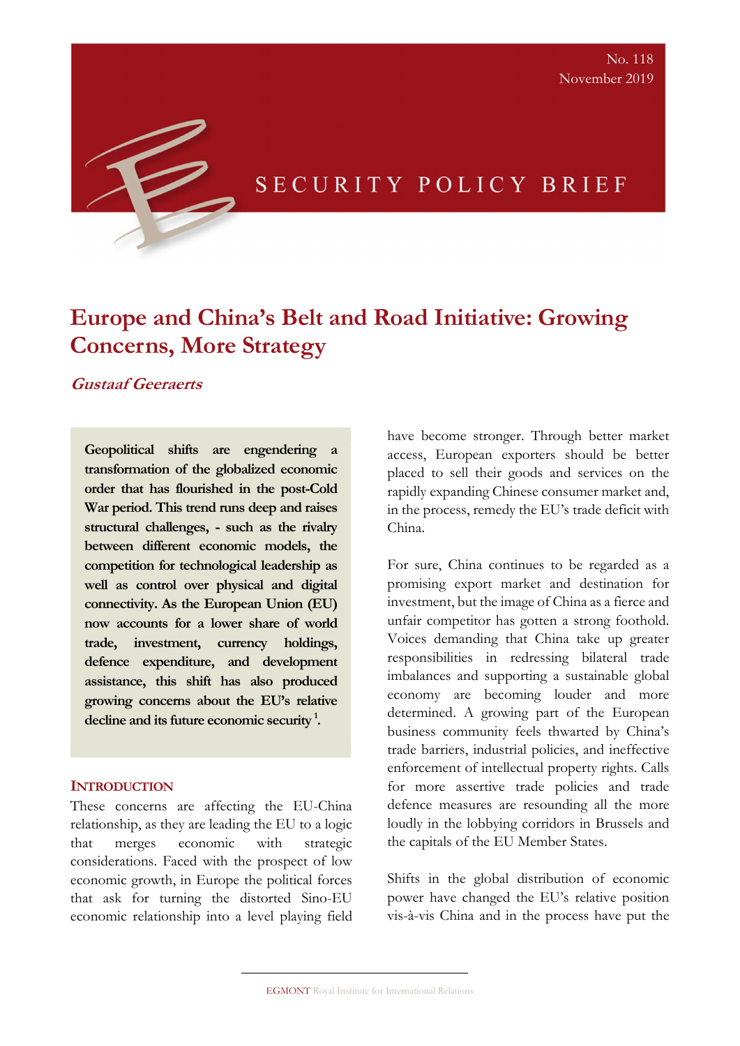No. 118
November 2019

SECURITY POLICY BRIEF

# Europe and China's Belt and Road Initiative: Growing Concerns, More Strategy

***Gustaaf Geeraerts***

**Geopolitical shifts are engendering a transformation of the globalized economic order that has flourished in the post-Cold War period. This trend runs deep and raises structural challenges, - such as the rivalry between different economic models, the competition for technological leadership as well as control over physical and digital connectivity. As the European Union (EU) now accounts for a lower share of world trade, investment, currency holdings, defence expenditure, and development assistance, this shift has also produced growing concerns about the EU's relative decline and its future economic security [1].**

## INTRODUCTION

These concerns are affecting the EU-China relationship, as they are leading the EU to a logic that merges economic with strategic considerations. Faced with the prospect of low economic growth, in Europe the political forces that ask for turning the distorted Sino-EU economic relationship into a level playing field have become stronger. Through better market access, European exporters should be better placed to sell their goods and services on the rapidly expanding Chinese consumer market and, in the process, remedy the EU's trade deficit with China.

For sure, China continues to be regarded as a promising export market and destination for investment, but the image of China as a fierce and unfair competitor has gotten a strong foothold. Voices demanding that China take up greater responsibilities in redressing bilateral trade imbalances and supporting a sustainable global economy are becoming louder and more determined. A growing part of the European business community feels thwarted by China's trade barriers, industrial policies, and ineffective enforcement of intellectual property rights. Calls for more assertive trade policies and trade defence measures are resounding all the more loudly in the lobbying corridors in Brussels and the capitals of the EU Member States.

Shifts in the global distribution of economic power have changed the EU's relative position vis-à-vis China and in the process have put the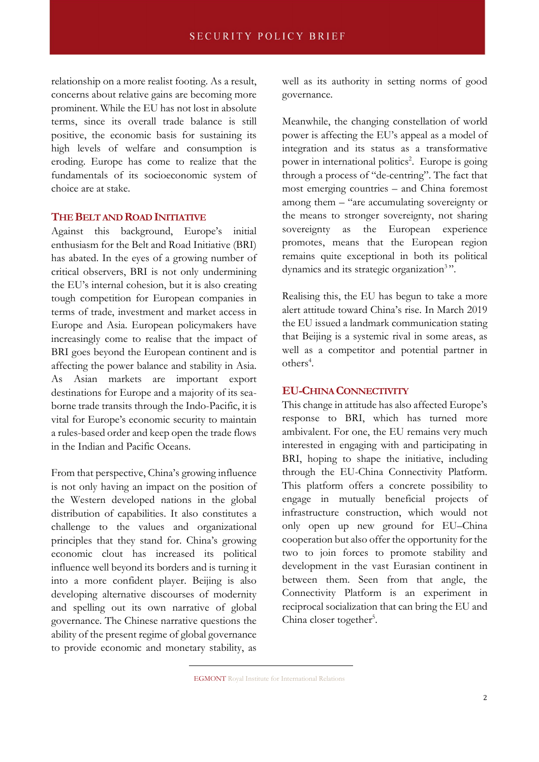relationship on a more realist footing. As a result, concerns about relative gains are becoming more prominent. While the EU has not lost in absolute terms, since its overall trade balance is still positive, the economic basis for sustaining its high levels of welfare and consumption is eroding. Europe has come to realize that the fundamentals of its socioeconomic system of choice are at stake.

## The Belt and Road Initiative

Against this background, Europe's initial enthusiasm for the Belt and Road Initiative (BRI) has abated. In the eyes of a growing number of critical observers, BRI is not only undermining the EU's internal cohesion, but it is also creating tough competition for European companies in terms of trade, investment and market access in Europe and Asia. European policymakers have increasingly come to realise that the impact of BRI goes beyond the European continent and is affecting the power balance and stability in Asia. As Asian markets are important export destinations for Europe and a majority of its sea-borne trade transits through the Indo-Pacific, it is vital for Europe's economic security to maintain a rules-based order and keep open the trade flows in the Indian and Pacific Oceans.

From that perspective, China's growing influence is not only having an impact on the position of the Western developed nations in the global distribution of capabilities. It also constitutes a challenge to the values and organizational principles that they stand for. China's growing economic clout has increased its political influence well beyond its borders and is turning it into a more confident player. Beijing is also developing alternative discourses of modernity and spelling out its own narrative of global governance. The Chinese narrative questions the ability of the present regime of global governance to provide economic and monetary stability, as well as its authority in setting norms of good governance.

Meanwhile, the changing constellation of world power is affecting the EU's appeal as a model of integration and its status as a transformative power in international politics[2]. Europe is going through a process of "de-centring". The fact that most emerging countries – and China foremost among them – "are accumulating sovereignty or the means to stronger sovereignty, not sharing sovereignty as the European experience promotes, means that the European region remains quite exceptional in both its political dynamics and its strategic organization[3]".

Realising this, the EU has begun to take a more alert attitude toward China's rise. In March 2019 the EU issued a landmark communication stating that Beijing is a systemic rival in some areas, as well as a competitor and potential partner in others[4].

## EU-China Connectivity

This change in attitude has also affected Europe's response to BRI, which has turned more ambivalent. For one, the EU remains very much interested in engaging with and participating in BRI, hoping to shape the initiative, including through the EU-China Connectivity Platform. This platform offers a concrete possibility to engage in mutually beneficial projects of infrastructure construction, which would not only open up new ground for EU–China cooperation but also offer the opportunity for the two to join forces to promote stability and development in the vast Eurasian continent in between them. Seen from that angle, the Connectivity Platform is an experiment in reciprocal socialization that can bring the EU and China closer together[5].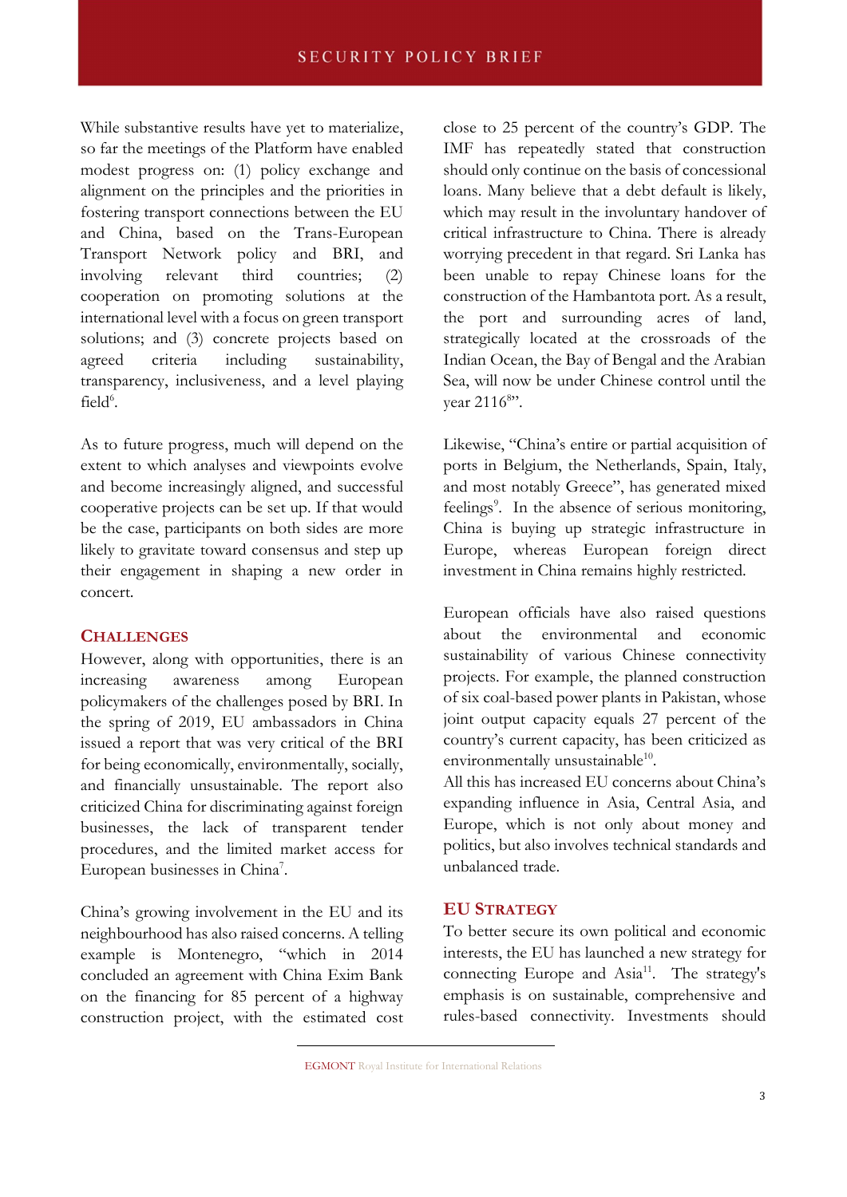While substantive results have yet to materialize, so far the meetings of the Platform have enabled modest progress on: (1) policy exchange and alignment on the principles and the priorities in fostering transport connections between the EU and China, based on the Trans-European Transport Network policy and BRI, and involving relevant third countries; (2) cooperation on promoting solutions at the international level with a focus on green transport solutions; and (3) concrete projects based on agreed criteria including sustainability, transparency, inclusiveness, and a level playing field[6].

As to future progress, much will depend on the extent to which analyses and viewpoints evolve and become increasingly aligned, and successful cooperative projects can be set up. If that would be the case, participants on both sides are more likely to gravitate toward consensus and step up their engagement in shaping a new order in concert.

## Challenges

However, along with opportunities, there is an increasing awareness among European policymakers of the challenges posed by BRI. In the spring of 2019, EU ambassadors in China issued a report that was very critical of the BRI for being economically, environmentally, socially, and financially unsustainable. The report also criticized China for discriminating against foreign businesses, the lack of transparent tender procedures, and the limited market access for European businesses in China[7].

China's growing involvement in the EU and its neighbourhood has also raised concerns. A telling example is Montenegro, "which in 2014 concluded an agreement with China Exim Bank on the financing for 85 percent of a highway construction project, with the estimated cost close to 25 percent of the country's GDP. The IMF has repeatedly stated that construction should only continue on the basis of concessional loans. Many believe that a debt default is likely, which may result in the involuntary handover of critical infrastructure to China. There is already worrying precedent in that regard. Sri Lanka has been unable to repay Chinese loans for the construction of the Hambantota port. As a result, the port and surrounding acres of land, strategically located at the crossroads of the Indian Ocean, the Bay of Bengal and the Arabian Sea, will now be under Chinese control until the year 2116[8]".

Likewise, "China's entire or partial acquisition of ports in Belgium, the Netherlands, Spain, Italy, and most notably Greece", has generated mixed feelings[9]. In the absence of serious monitoring, China is buying up strategic infrastructure in Europe, whereas European foreign direct investment in China remains highly restricted.

European officials have also raised questions about the environmental and economic sustainability of various Chinese connectivity projects. For example, the planned construction of six coal-based power plants in Pakistan, whose joint output capacity equals 27 percent of the country's current capacity, has been criticized as environmentally unsustainable[10].

All this has increased EU concerns about China's expanding influence in Asia, Central Asia, and Europe, which is not only about money and politics, but also involves technical standards and unbalanced trade.

## EU Strategy

To better secure its own political and economic interests, the EU has launched a new strategy for connecting Europe and Asia[11]. The strategy's emphasis is on sustainable, comprehensive and rules-based connectivity. Investments should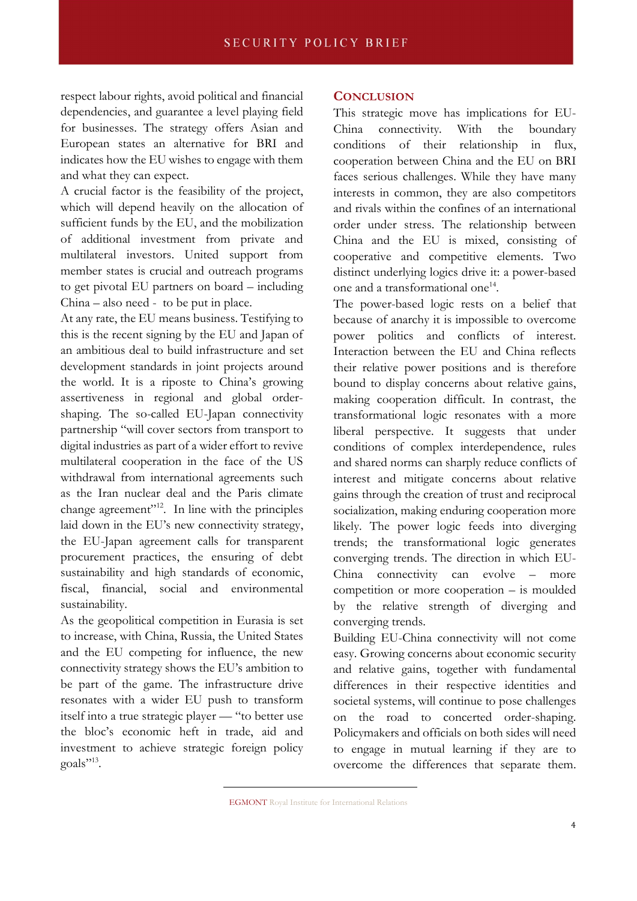respect labour rights, avoid political and financial dependencies, and guarantee a level playing field for businesses. The strategy offers Asian and European states an alternative for BRI and indicates how the EU wishes to engage with them and what they can expect.

A crucial factor is the feasibility of the project, which will depend heavily on the allocation of sufficient funds by the EU, and the mobilization of additional investment from private and multilateral investors. United support from member states is crucial and outreach programs to get pivotal EU partners on board – including China – also need - to be put in place.

At any rate, the EU means business. Testifying to this is the recent signing by the EU and Japan of an ambitious deal to build infrastructure and set development standards in joint projects around the world. It is a riposte to China's growing assertiveness in regional and global order-shaping. The so-called EU-Japan connectivity partnership "will cover sectors from transport to digital industries as part of a wider effort to revive multilateral cooperation in the face of the US withdrawal from international agreements such as the Iran nuclear deal and the Paris climate change agreement"[12]. In line with the principles laid down in the EU's new connectivity strategy, the EU-Japan agreement calls for transparent procurement practices, the ensuring of debt sustainability and high standards of economic, fiscal, financial, social and environmental sustainability.

As the geopolitical competition in Eurasia is set to increase, with China, Russia, the United States and the EU competing for influence, the new connectivity strategy shows the EU's ambition to be part of the game. The infrastructure drive resonates with a wider EU push to transform itself into a true strategic player — "to better use the bloc's economic heft in trade, aid and investment to achieve strategic foreign policy goals"[13].

## Conclusion

This strategic move has implications for EU-China connectivity. With the boundary conditions of their relationship in flux, cooperation between China and the EU on BRI faces serious challenges. While they have many interests in common, they are also competitors and rivals within the confines of an international order under stress. The relationship between China and the EU is mixed, consisting of cooperative and competitive elements. Two distinct underlying logics drive it: a power-based one and a transformational one[14].

The power-based logic rests on a belief that because of anarchy it is impossible to overcome power politics and conflicts of interest. Interaction between the EU and China reflects their relative power positions and is therefore bound to display concerns about relative gains, making cooperation difficult. In contrast, the transformational logic resonates with a more liberal perspective. It suggests that under conditions of complex interdependence, rules and shared norms can sharply reduce conflicts of interest and mitigate concerns about relative gains through the creation of trust and reciprocal socialization, making enduring cooperation more likely. The power logic feeds into diverging trends; the transformational logic generates converging trends. The direction in which EU-China connectivity can evolve – more competition or more cooperation – is moulded by the relative strength of diverging and converging trends.

Building EU-China connectivity will not come easy. Growing concerns about economic security and relative gains, together with fundamental differences in their respective identities and societal systems, will continue to pose challenges on the road to concerted order-shaping. Policymakers and officials on both sides will need to engage in mutual learning if they are to overcome the differences that separate them.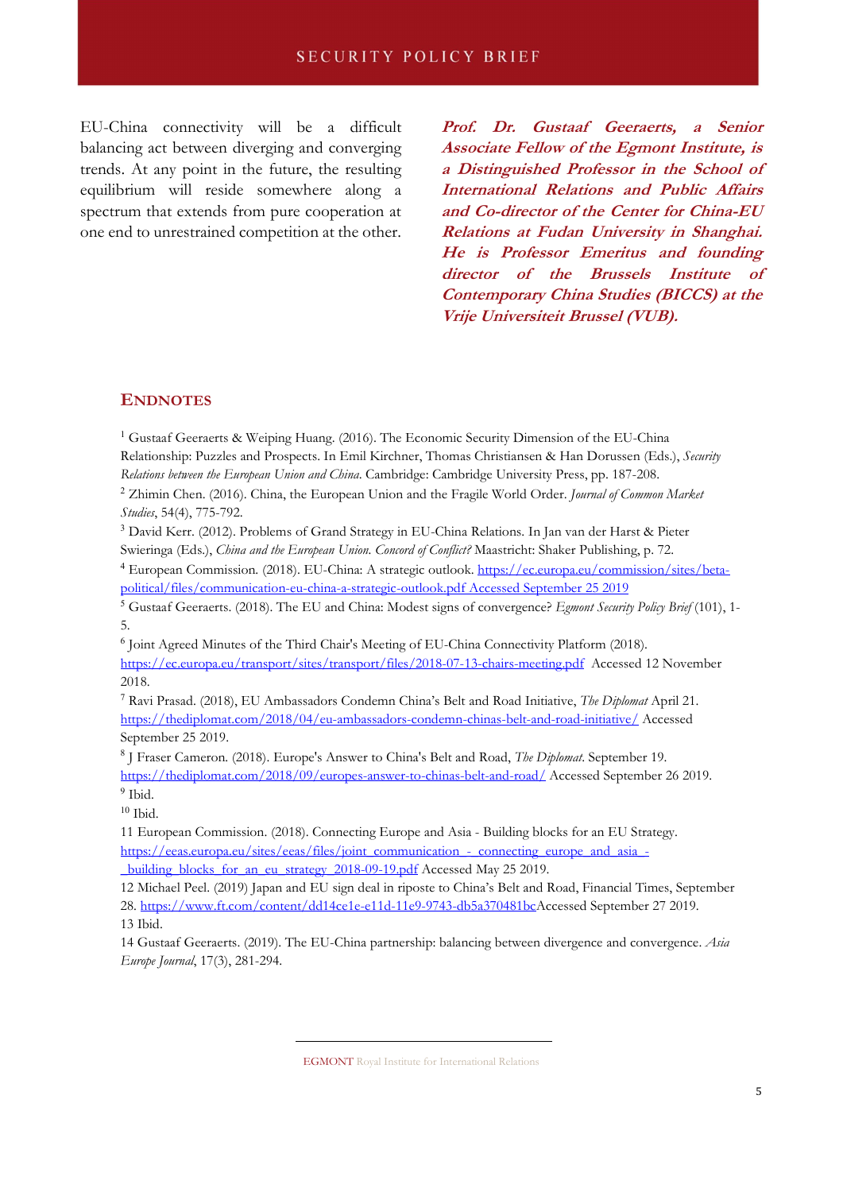EU-China connectivity will be a difficult balancing act between diverging and converging trends. At any point in the future, the resulting equilibrium will reside somewhere along a spectrum that extends from pure cooperation at one end to unrestrained competition at the other.

***Prof. Dr. Gustaaf Geeraerts, a Senior Associate Fellow of the Egmont Institute, is a Distinguished Professor in the School of International Relations and Public Affairs and Co-director of the Center for China-EU Relations at Fudan University in Shanghai. He is Professor Emeritus and founding director of the Brussels Institute of Contemporary China Studies (BICCS) at the Vrije Universiteit Brussel (VUB).***

## ENDNOTES

[1] Gustaaf Geeraerts & Weiping Huang. (2016). The Economic Security Dimension of the EU-China Relationship: Puzzles and Prospects. In Emil Kirchner, Thomas Christiansen & Han Dorussen (Eds.), *Security Relations between the European Union and China*. Cambridge: Cambridge University Press, pp. 187-208.

[2] Zhimin Chen. (2016). China, the European Union and the Fragile World Order. *Journal of Common Market Studies*, 54(4), 775-792.

[3] David Kerr. (2012). Problems of Grand Strategy in EU-China Relations. In Jan van der Harst & Pieter Swieringa (Eds.), *China and the European Union. Concord of Conflict?* Maastricht: Shaker Publishing, p. 72.

[4] European Commission. (2018). EU-China: A strategic outlook. https://ec.europa.eu/commission/sites/beta-political/files/communication-eu-china-a-strategic-outlook.pdf Accessed September 25 2019

[5] Gustaaf Geeraerts. (2018). The EU and China: Modest signs of convergence? *Egmont Security Policy Brief* (101), 1-5.

[6] Joint Agreed Minutes of the Third Chair's Meeting of EU-China Connectivity Platform (2018). https://ec.europa.eu/transport/sites/transport/files/2018-07-13-chairs-meeting.pdf Accessed 12 November 2018.

[7] Ravi Prasad. (2018), EU Ambassadors Condemn China's Belt and Road Initiative, *The Diplomat* April 21. https://thediplomat.com/2018/04/eu-ambassadors-condemn-chinas-belt-and-road-initiative/ Accessed September 25 2019.

[8] J Fraser Cameron. (2018). Europe's Answer to China's Belt and Road, *The Diplomat*. September 19. https://thediplomat.com/2018/09/europes-answer-to-chinas-belt-and-road/ Accessed September 26 2019.

[9] Ibid.

[10] Ibid.

11 European Commission. (2018). Connecting Europe and Asia - Building blocks for an EU Strategy. https://eeas.europa.eu/sites/eeas/files/joint_communication_-_connecting_europe_and_asia_-_building_blocks_for_an_eu_strategy_2018-09-19.pdf Accessed May 25 2019.

12 Michael Peel. (2019) Japan and EU sign deal in riposte to China's Belt and Road, Financial Times, September 28. https://www.ft.com/content/dd14ce1e-e11d-11e9-9743-db5a370481bcAccessed September 27 2019.

13 Ibid.

14 Gustaaf Geeraerts. (2019). The EU-China partnership: balancing between divergence and convergence. *Asia Europe Journal*, 17(3), 281-294.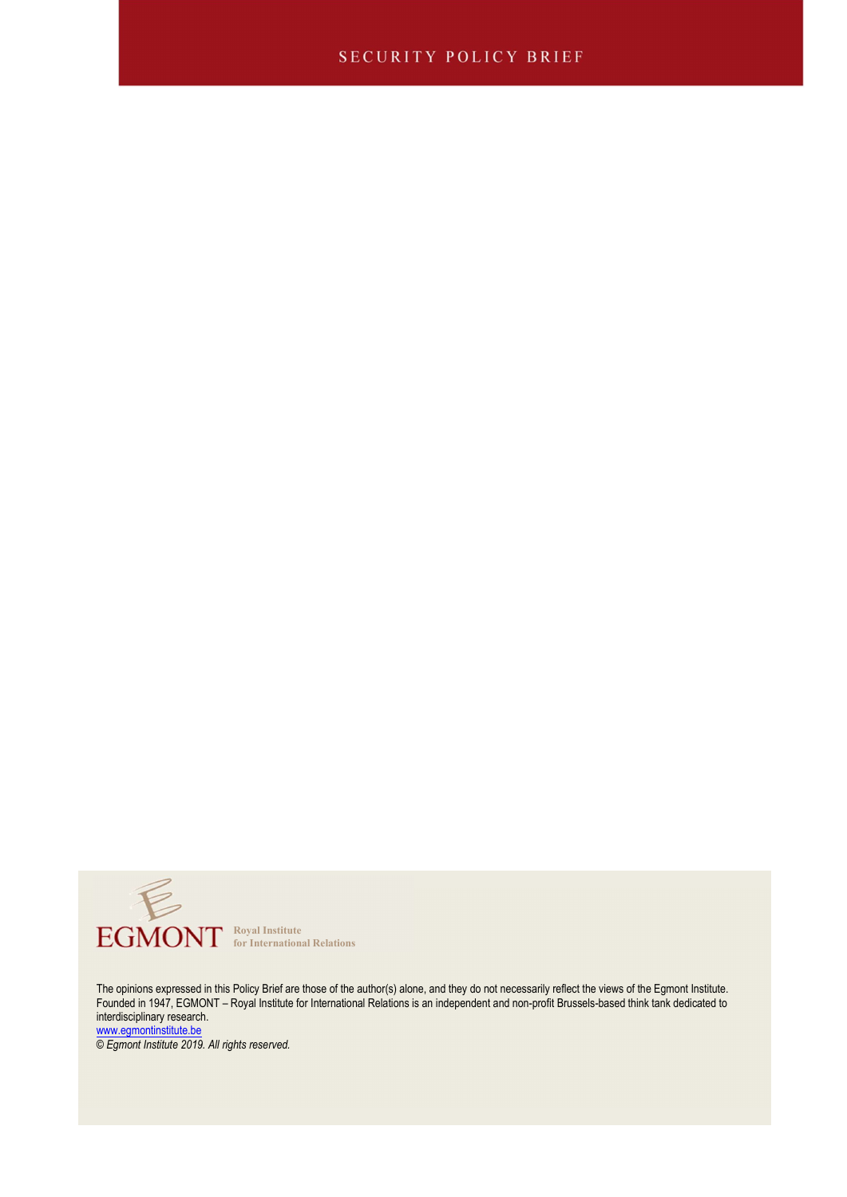EGMONT Royal Institute for International Relations

The opinions expressed in this Policy Brief are those of the author(s) alone, and they do not necessarily reflect the views of the Egmont Institute. Founded in 1947, EGMONT – Royal Institute for International Relations is an independent and non-profit Brussels-based think tank dedicated to interdisciplinary research.

www.egmontinstitute.be

*© Egmont Institute 2019. All rights reserved.*